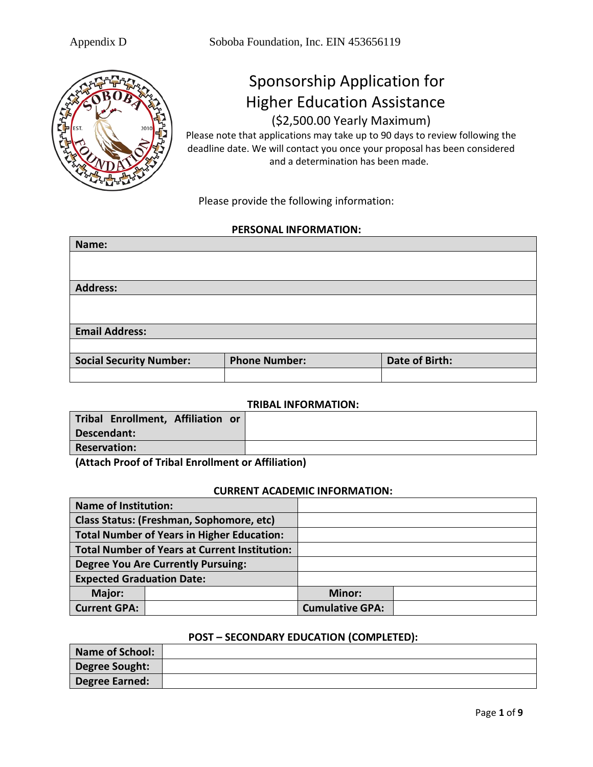Appendix D Soboba Foundation, Inc. EIN 453656119

# Sponsorship Application for Higher Education Assistance

## ($2,500.00 Yearly Maximum)

Please note that applications may take up to 90 days to review following the deadline date. We will contact you once your proposal has been considered and a determination has been made.

Please provide the following information:

### PERSONAL INFORMATION:

| **Name:** | | |
|---|---|---|
| | | |
| **Address:** | | |
| | | |
| **Email Address:** | | |
| | | |
| **Social Security Number:** | **Phone Number:** | **Date of Birth:** |
| | | |

### TRIBAL INFORMATION:

| **Tribal Enrollment, Affiliation or Descendant:** | |
|---|---|
| **Reservation:** | |

**(Attach Proof of Tribal Enrollment or Affiliation)**

### CURRENT ACADEMIC INFORMATION:

| **Name of Institution:** | | | |
|---|---|---|---|
| **Class Status: (Freshman, Sophomore, etc)** | | | |
| **Total Number of Years in Higher Education:** | | | |
| **Total Number of Years at Current Institution:** | | | |
| **Degree You Are Currently Pursuing:** | | | |
| **Expected Graduation Date:** | | | |
| **Major:** | | **Minor:** | |
| **Current GPA:** | | **Cumulative GPA:** | |

### POST – SECONDARY EDUCATION (COMPLETED):

| **Name of School:** | |
|---|---|
| **Degree Sought:** | |
| **Degree Earned:** | |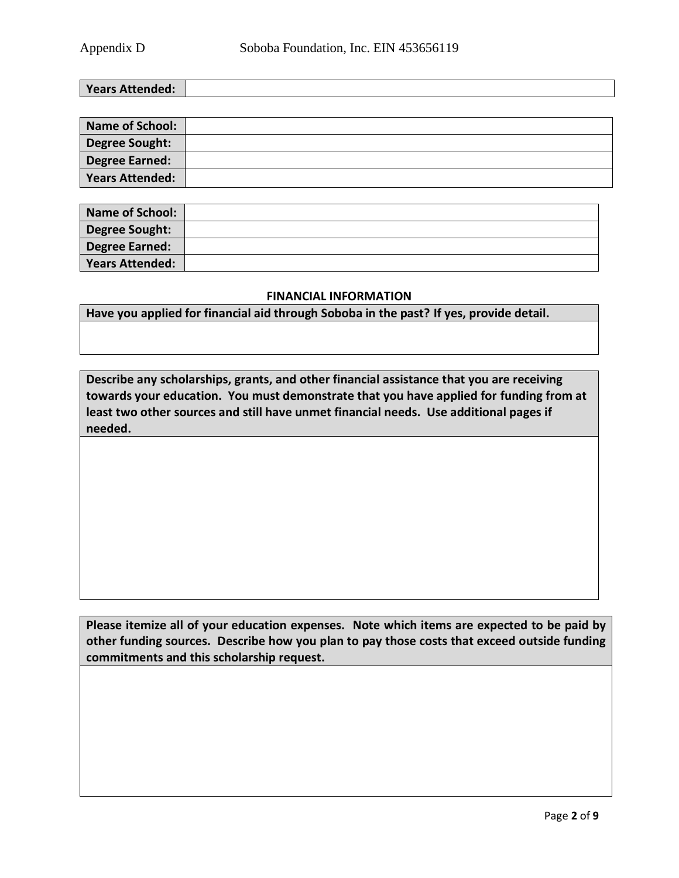| Years Attended: | |
|---|---|

| Name of School: | |
|---|---|
| Degree Sought: | |
| Degree Earned: | |
| Years Attended: | |

| Name of School: | |
|---|---|
| Degree Sought: | |
| Degree Earned: | |
| Years Attended: | |

## FINANCIAL INFORMATION

| Have you applied for financial aid through Soboba in the past? If yes, provide detail. |
|---|
| |

| Describe any scholarships, grants, and other financial assistance that you are receiving towards your education. You must demonstrate that you have applied for funding from at least two other sources and still have unmet financial needs. Use additional pages if needed. |
|---|
| |

| Please itemize all of your education expenses. Note which items are expected to be paid by other funding sources. Describe how you plan to pay those costs that exceed outside funding commitments and this scholarship request. |
|---|
| |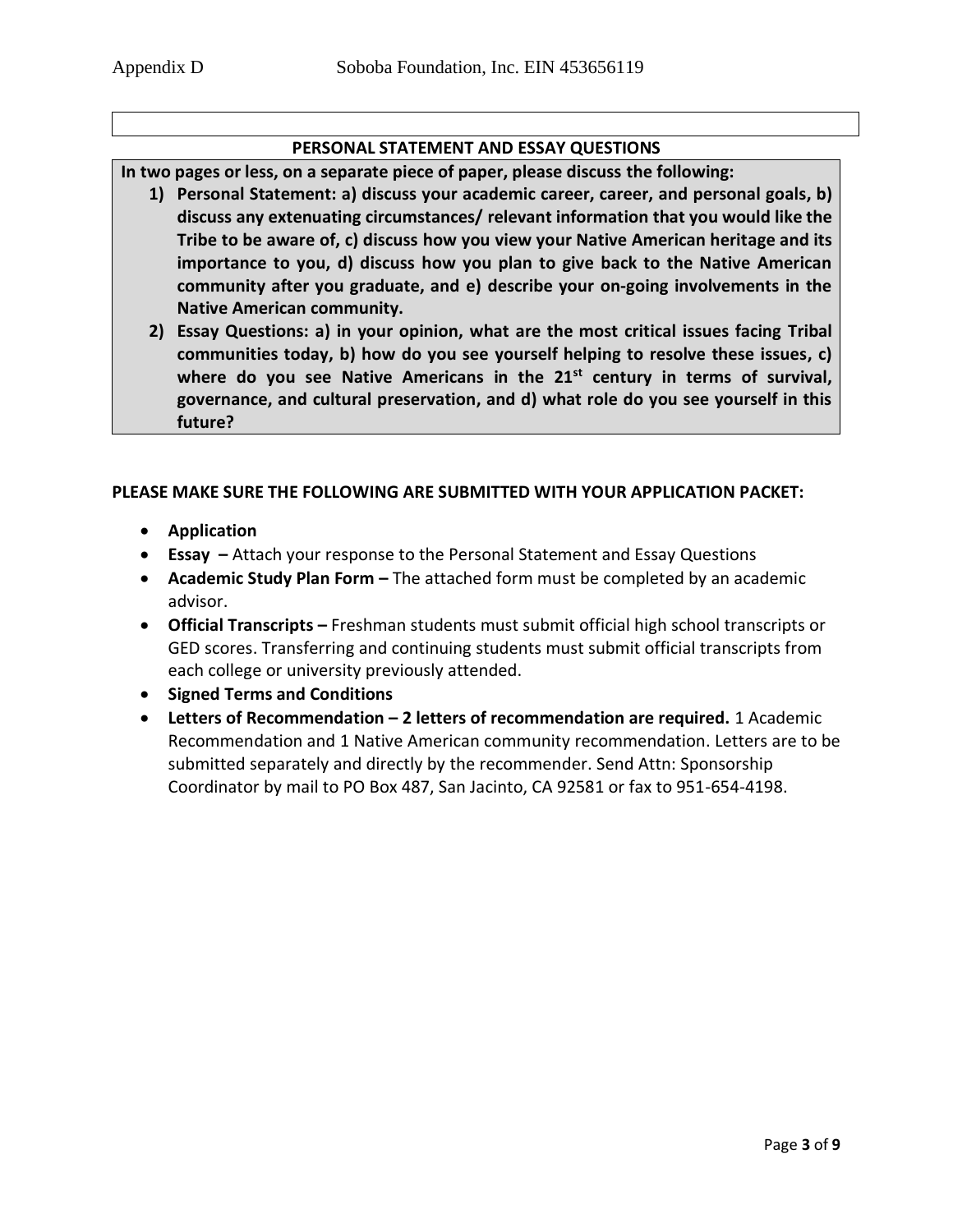## PERSONAL STATEMENT AND ESSAY QUESTIONS

**In two pages or less, on a separate piece of paper, please discuss the following:**

1) **Personal Statement: a) discuss your academic career, career, and personal goals, b) discuss any extenuating circumstances/ relevant information that you would like the Tribe to be aware of, c) discuss how you view your Native American heritage and its importance to you, d) discuss how you plan to give back to the Native American community after you graduate, and e) describe your on-going involvements in the Native American community.**
2) **Essay Questions: a) in your opinion, what are the most critical issues facing Tribal communities today, b) how do you see yourself helping to resolve these issues, c) where do you see Native Americans in the 21st century in terms of survival, governance, and cultural preservation, and d) what role do you see yourself in this future?**

**PLEASE MAKE SURE THE FOLLOWING ARE SUBMITTED WITH YOUR APPLICATION PACKET:**

- **Application**
- **Essay –** Attach your response to the Personal Statement and Essay Questions
- **Academic Study Plan Form –** The attached form must be completed by an academic advisor.
- **Official Transcripts –** Freshman students must submit official high school transcripts or GED scores. Transferring and continuing students must submit official transcripts from each college or university previously attended.
- **Signed Terms and Conditions**
- **Letters of Recommendation – 2 letters of recommendation are required.** 1 Academic Recommendation and 1 Native American community recommendation. Letters are to be submitted separately and directly by the recommender. Send Attn: Sponsorship Coordinator by mail to PO Box 487, San Jacinto, CA 92581 or fax to 951-654-4198.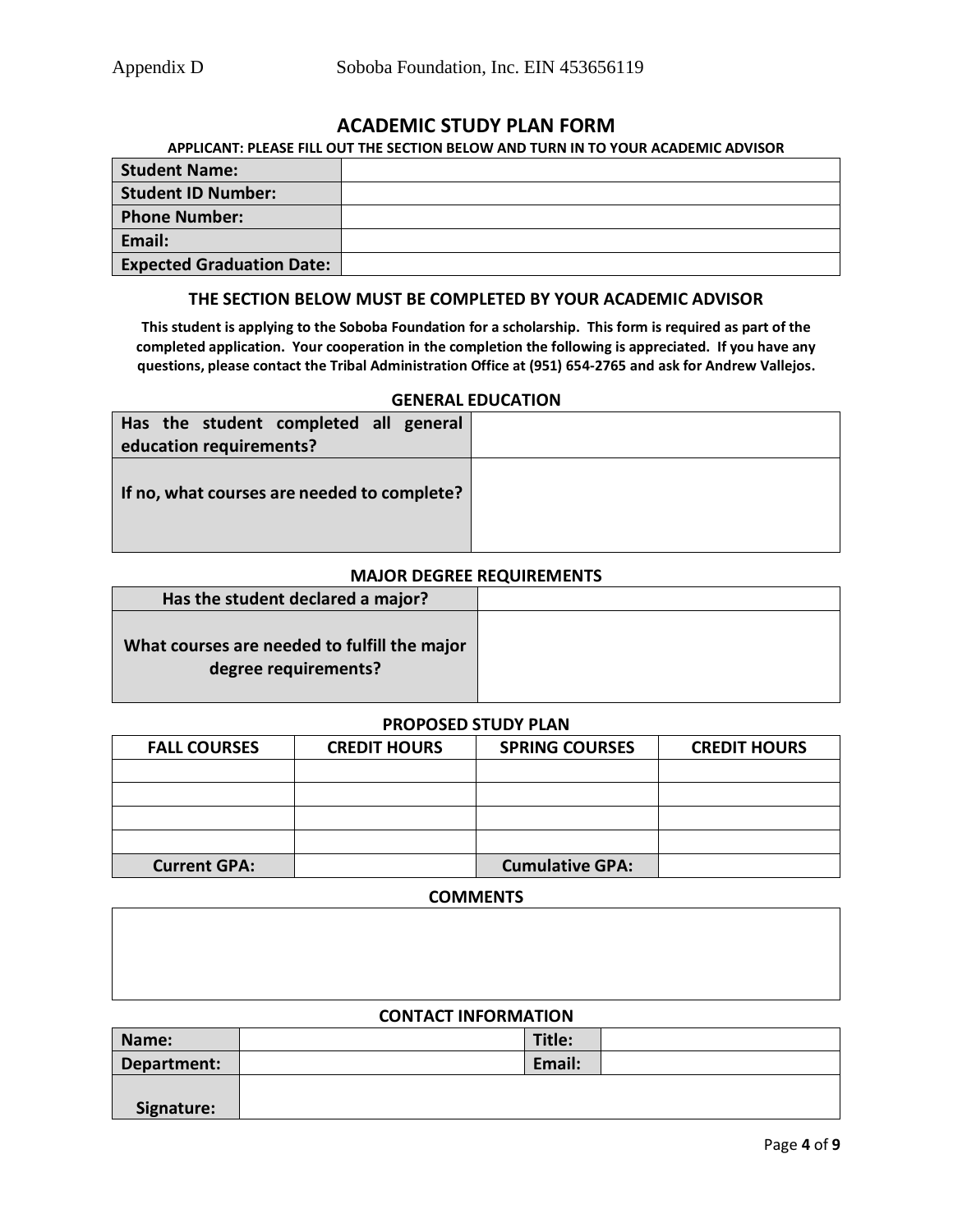Appendix D Soboba Foundation, Inc. EIN 453656119

## ACADEMIC STUDY PLAN FORM

**APPLICANT: PLEASE FILL OUT THE SECTION BELOW AND TURN IN TO YOUR ACADEMIC ADVISOR**

| | |
|---|---|
| **Student Name:** | |
| **Student ID Number:** | |
| **Phone Number:** | |
| **Email:** | |
| **Expected Graduation Date:** | |

### THE SECTION BELOW MUST BE COMPLETED BY YOUR ACADEMIC ADVISOR

**This student is applying to the Soboba Foundation for a scholarship. This form is required as part of the completed application. Your cooperation in the completion the following is appreciated. If you have any questions, please contact the Tribal Administration Office at (951) 654-2765 and ask for Andrew Vallejos.**

### GENERAL EDUCATION

| | |
|---|---|
| **Has the student completed all general education requirements?** | |
| **If no, what courses are needed to complete?** | |

### MAJOR DEGREE REQUIREMENTS

| | |
|---|---|
| **Has the student declared a major?** | |
| **What courses are needed to fulfill the major degree requirements?** | |

### PROPOSED STUDY PLAN

| FALL COURSES | CREDIT HOURS | SPRING COURSES | CREDIT HOURS |
|---|---|---|---|
| | | | |
| | | | |
| | | | |
| | | | |
| **Current GPA:** | | **Cumulative GPA:** | |

### COMMENTS

| |
|---|
| |

### CONTACT INFORMATION

| | | | |
|---|---|---|---|
| **Name:** | | **Title:** | |
| **Department:** | | **Email:** | |
| **Signature:** | | | |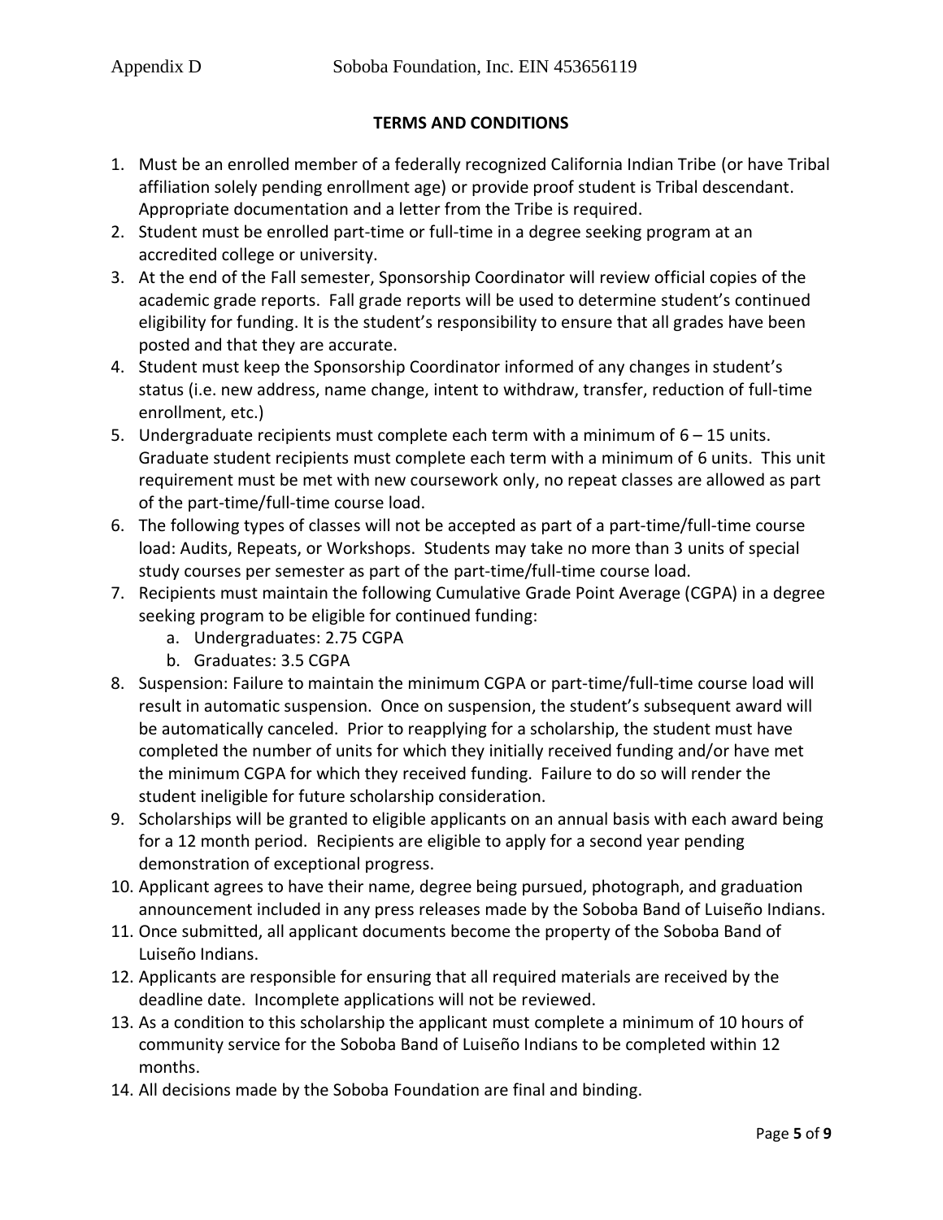**TERMS AND CONDITIONS**

1. Must be an enrolled member of a federally recognized California Indian Tribe (or have Tribal affiliation solely pending enrollment age) or provide proof student is Tribal descendant. Appropriate documentation and a letter from the Tribe is required.
2. Student must be enrolled part-time or full-time in a degree seeking program at an accredited college or university.
3. At the end of the Fall semester, Sponsorship Coordinator will review official copies of the academic grade reports. Fall grade reports will be used to determine student's continued eligibility for funding. It is the student's responsibility to ensure that all grades have been posted and that they are accurate.
4. Student must keep the Sponsorship Coordinator informed of any changes in student's status (i.e. new address, name change, intent to withdraw, transfer, reduction of full-time enrollment, etc.)
5. Undergraduate recipients must complete each term with a minimum of 6 – 15 units. Graduate student recipients must complete each term with a minimum of 6 units. This unit requirement must be met with new coursework only, no repeat classes are allowed as part of the part-time/full-time course load.
6. The following types of classes will not be accepted as part of a part-time/full-time course load: Audits, Repeats, or Workshops. Students may take no more than 3 units of special study courses per semester as part of the part-time/full-time course load.
7. Recipients must maintain the following Cumulative Grade Point Average (CGPA) in a degree seeking program to be eligible for continued funding:
   a. Undergraduates: 2.75 CGPA
   b. Graduates: 3.5 CGPA
8. Suspension: Failure to maintain the minimum CGPA or part-time/full-time course load will result in automatic suspension. Once on suspension, the student's subsequent award will be automatically canceled. Prior to reapplying for a scholarship, the student must have completed the number of units for which they initially received funding and/or have met the minimum CGPA for which they received funding. Failure to do so will render the student ineligible for future scholarship consideration.
9. Scholarships will be granted to eligible applicants on an annual basis with each award being for a 12 month period. Recipients are eligible to apply for a second year pending demonstration of exceptional progress.
10. Applicant agrees to have their name, degree being pursued, photograph, and graduation announcement included in any press releases made by the Soboba Band of Luiseño Indians.
11. Once submitted, all applicant documents become the property of the Soboba Band of Luiseño Indians.
12. Applicants are responsible for ensuring that all required materials are received by the deadline date. Incomplete applications will not be reviewed.
13. As a condition to this scholarship the applicant must complete a minimum of 10 hours of community service for the Soboba Band of Luiseño Indians to be completed within 12 months.
14. All decisions made by the Soboba Foundation are final and binding.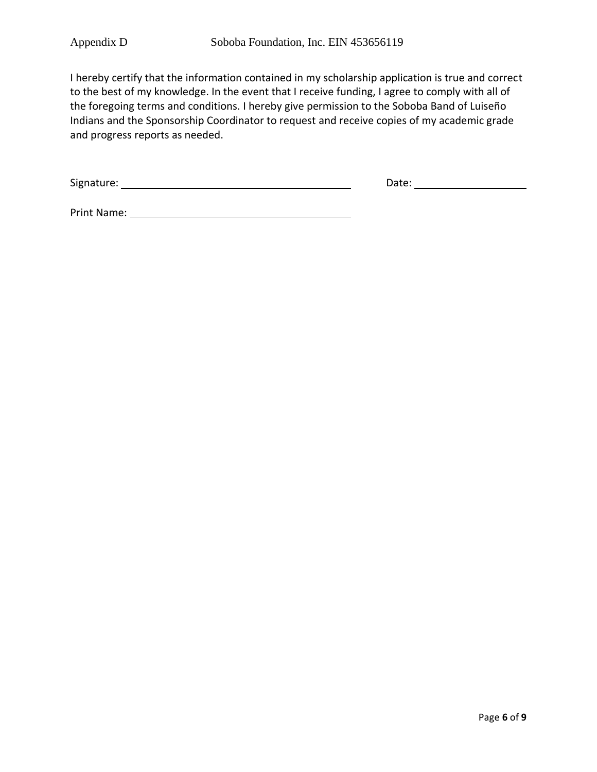Appendix D Soboba Foundation, Inc. EIN 453656119

I hereby certify that the information contained in my scholarship application is true and correct to the best of my knowledge. In the event that I receive funding, I agree to comply with all of the foregoing terms and conditions. I hereby give permission to the Soboba Band of Luiseño Indians and the Sponsorship Coordinator to request and receive copies of my academic grade and progress reports as needed.

Signature: ________________________________________ Date: ____________________

Print Name: ________________________________________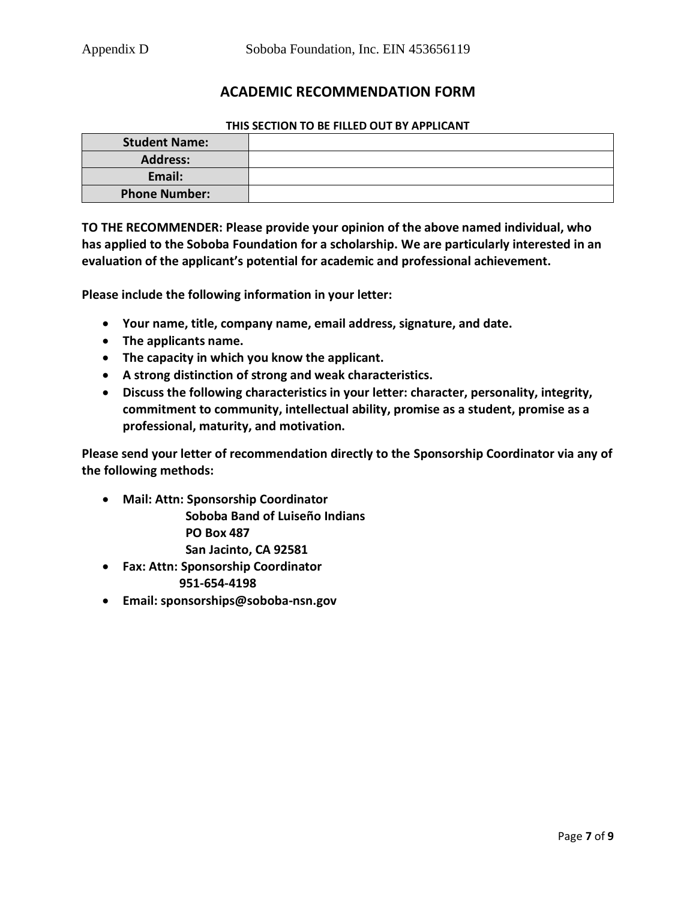# ACADEMIC RECOMMENDATION FORM

**THIS SECTION TO BE FILLED OUT BY APPLICANT**

| | |
|---|---|
| **Student Name:** | |
| **Address:** | |
| **Email:** | |
| **Phone Number:** | |

**TO THE RECOMMENDER: Please provide your opinion of the above named individual, who has applied to the Soboba Foundation for a scholarship. We are particularly interested in an evaluation of the applicant's potential for academic and professional achievement.**

**Please include the following information in your letter:**

- **Your name, title, company name, email address, signature, and date.**
- **The applicants name.**
- **The capacity in which you know the applicant.**
- **A strong distinction of strong and weak characteristics.**
- **Discuss the following characteristics in your letter: character, personality, integrity, commitment to community, intellectual ability, promise as a student, promise as a professional, maturity, and motivation.**

**Please send your letter of recommendation directly to the Sponsorship Coordinator via any of the following methods:**

- **Mail: Attn: Sponsorship Coordinator**
  **Soboba Band of Luiseño Indians**
  **PO Box 487**
  **San Jacinto, CA 92581**
- **Fax: Attn: Sponsorship Coordinator**
  **951-654-4198**
- **Email: sponsorships@soboba-nsn.gov**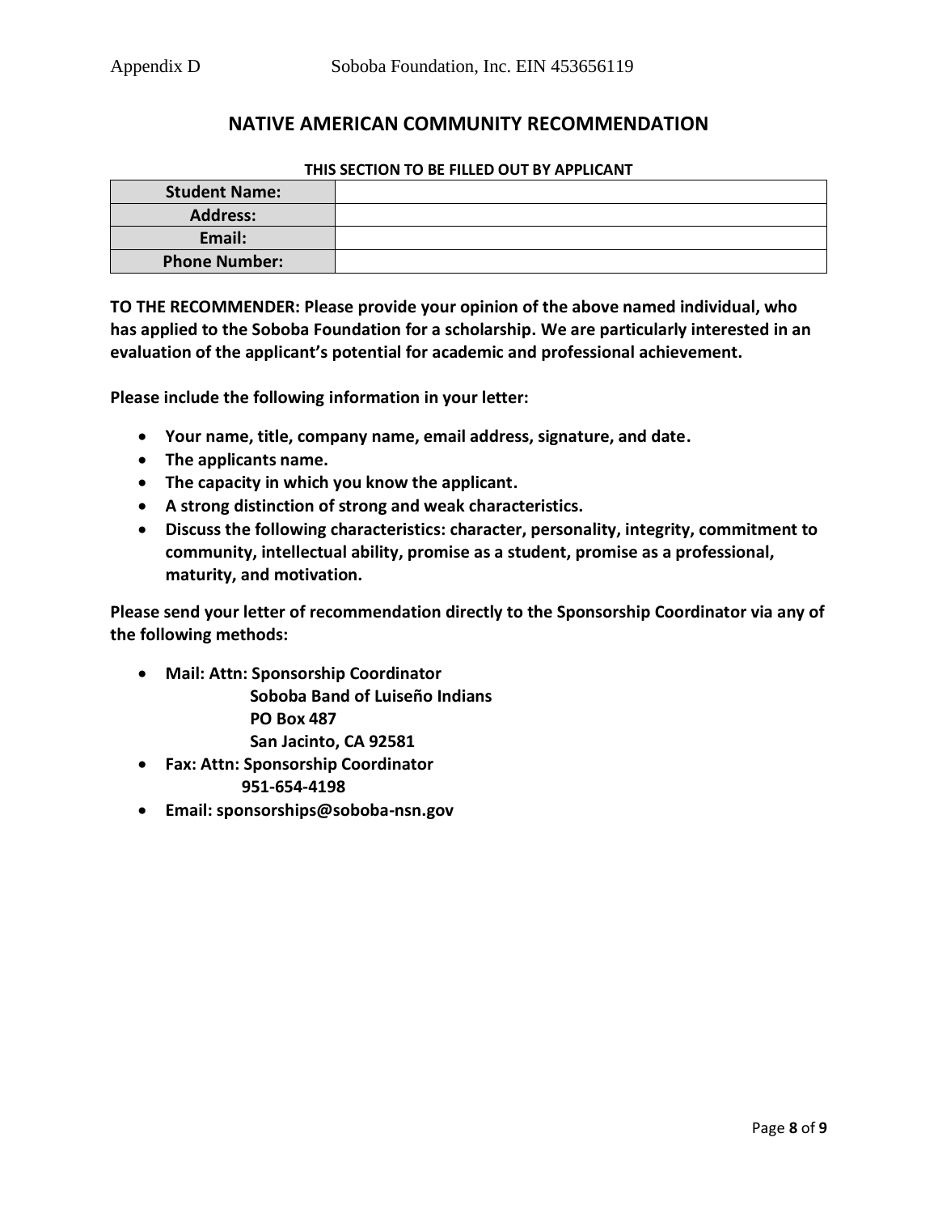## NATIVE AMERICAN COMMUNITY RECOMMENDATION

**THIS SECTION TO BE FILLED OUT BY APPLICANT**

| | |
|---|---|
| **Student Name:** | |
| **Address:** | |
| **Email:** | |
| **Phone Number:** | |

**TO THE RECOMMENDER: Please provide your opinion of the above named individual, who has applied to the Soboba Foundation for a scholarship. We are particularly interested in an evaluation of the applicant's potential for academic and professional achievement.**

**Please include the following information in your letter:**

- **Your name, title, company name, email address, signature, and date.**
- **The applicants name.**
- **The capacity in which you know the applicant.**
- **A strong distinction of strong and weak characteristics.**
- **Discuss the following characteristics: character, personality, integrity, commitment to community, intellectual ability, promise as a student, promise as a professional, maturity, and motivation.**

**Please send your letter of recommendation directly to the Sponsorship Coordinator via any of the following methods:**

- **Mail: Attn: Sponsorship Coordinator**
  **Soboba Band of Luiseño Indians**
  **PO Box 487**
  **San Jacinto, CA 92581**
- **Fax: Attn: Sponsorship Coordinator**
  **951-654-4198**
- **Email: sponsorships@soboba-nsn.gov**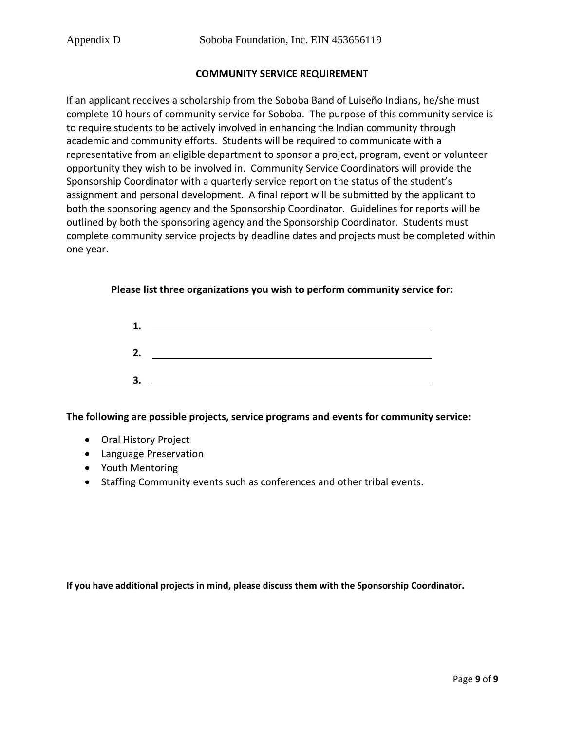Appendix D Soboba Foundation, Inc. EIN 453656119

## COMMUNITY SERVICE REQUIREMENT

If an applicant receives a scholarship from the Soboba Band of Luiseño Indians, he/she must complete 10 hours of community service for Soboba. The purpose of this community service is to require students to be actively involved in enhancing the Indian community through academic and community efforts. Students will be required to communicate with a representative from an eligible department to sponsor a project, program, event or volunteer opportunity they wish to be involved in. Community Service Coordinators will provide the Sponsorship Coordinator with a quarterly service report on the status of the student's assignment and personal development. A final report will be submitted by the applicant to both the sponsoring agency and the Sponsorship Coordinator. Guidelines for reports will be outlined by both the sponsoring agency and the Sponsorship Coordinator. Students must complete community service projects by deadline dates and projects must be completed within one year.

**Please list three organizations you wish to perform community service for:**

**1.** ______________________________________________

**2.** ______________________________________________

**3.** ______________________________________________

**The following are possible projects, service programs and events for community service:**

- Oral History Project
- Language Preservation
- Youth Mentoring
- Staffing Community events such as conferences and other tribal events.

**If you have additional projects in mind, please discuss them with the Sponsorship Coordinator.**